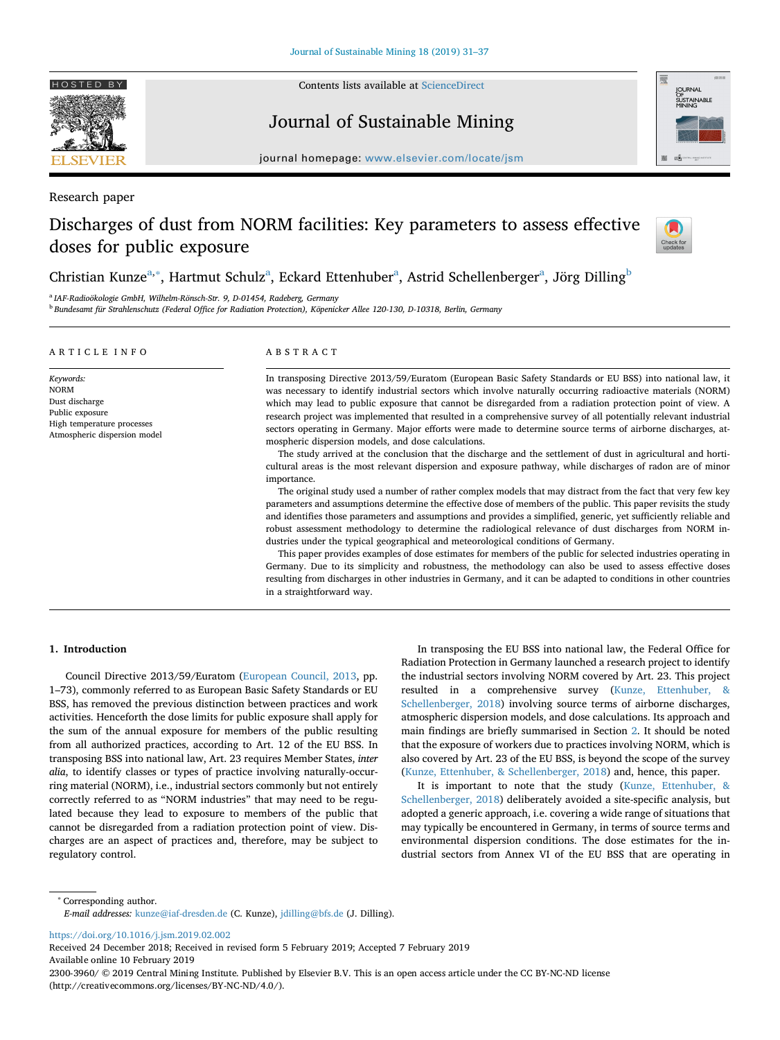Research paper

# Discharges of dust from NORM facilities: Key parameters to assess effective doses for public exposure

Christian Kunze[a,*], Hartmut Schulz[a], Eckard Ettenhuber[a], Astrid Schellenberger[a], Jörg Dilling[b]

[a] IAF-Radioökologie GmbH, Wilhelm-Rönsch-Str. 9, D-01454, Radeberg, Germany

[b] Bundesamt für Strahlenschutz (Federal Office for Radiation Protection), Köpenicker Allee 120-130, D-10318, Berlin, Germany

## ARTICLE INFO

*Keywords:*
NORM
Dust discharge
Public exposure
High temperature processes
Atmospheric dispersion model

## ABSTRACT

In transposing Directive 2013/59/Euratom (European Basic Safety Standards or EU BSS) into national law, it was necessary to identify industrial sectors which involve naturally occurring radioactive materials (NORM) which may lead to public exposure that cannot be disregarded from a radiation protection point of view. A research project was implemented that resulted in a comprehensive survey of all potentially relevant industrial sectors operating in Germany. Major efforts were made to determine source terms of airborne discharges, atmospheric dispersion models, and dose calculations.

The study arrived at the conclusion that the discharge and the settlement of dust in agricultural and horticultural areas is the most relevant dispersion and exposure pathway, while discharges of radon are of minor importance.

The original study used a number of rather complex models that may distract from the fact that very few key parameters and assumptions determine the effective dose of members of the public. This paper revisits the study and identifies those parameters and assumptions and provides a simplified, generic, yet sufficiently reliable and robust assessment methodology to determine the radiological relevance of dust discharges from NORM industries under the typical geographical and meteorological conditions of Germany.

This paper provides examples of dose estimates for members of the public for selected industries operating in Germany. Due to its simplicity and robustness, the methodology can also be used to assess effective doses resulting from discharges in other industries in Germany, and it can be adapted to conditions in other countries in a straightforward way.

## 1. Introduction

Council Directive 2013/59/Euratom (European Council, 2013, pp. 1–73), commonly referred to as European Basic Safety Standards or EU BSS, has removed the previous distinction between practices and work activities. Henceforth the dose limits for public exposure shall apply for the sum of the annual exposure for members of the public resulting from all authorized practices, according to Art. 12 of the EU BSS. In transposing BSS into national law, Art. 23 requires Member States, *inter alia*, to identify classes or types of practice involving naturally-occurring material (NORM), i.e., industrial sectors commonly but not entirely correctly referred to as "NORM industries" that may need to be regulated because they lead to exposure to members of the public that cannot be disregarded from a radiation protection point of view. Discharges are an aspect of practices and, therefore, may be subject to regulatory control.

In transposing the EU BSS into national law, the Federal Office for Radiation Protection in Germany launched a research project to identify the industrial sectors involving NORM covered by Art. 23. This project resulted in a comprehensive survey (Kunze, Ettenhuber, & Schellenberger, 2018) involving source terms of airborne discharges, atmospheric dispersion models, and dose calculations. Its approach and main findings are briefly summarised in Section 2. It should be noted that the exposure of workers due to practices involving NORM, which is also covered by Art. 23 of the EU BSS, is beyond the scope of the survey (Kunze, Ettenhuber, & Schellenberger, 2018) and, hence, this paper.

It is important to note that the study (Kunze, Ettenhuber, & Schellenberger, 2018) deliberately avoided a site-specific analysis, but adopted a generic approach, i.e. covering a wide range of situations that may typically be encountered in Germany, in terms of source terms and environmental dispersion conditions. The dose estimates for the industrial sectors from Annex VI of the EU BSS that are operating in

* Corresponding author.
*E-mail addresses:* kunze@iaf-dresden.de (C. Kunze), jdilling@bfs.de (J. Dilling).

https://doi.org/10.1016/j.jsm.2019.02.002
Received 24 December 2018; Received in revised form 5 February 2019; Accepted 7 February 2019
Available online 10 February 2019
2300-3960/ © 2019 Central Mining Institute. Published by Elsevier B.V. This is an open access article under the CC BY-NC-ND license (http://creativecommons.org/licenses/BY-NC-ND/4.0/).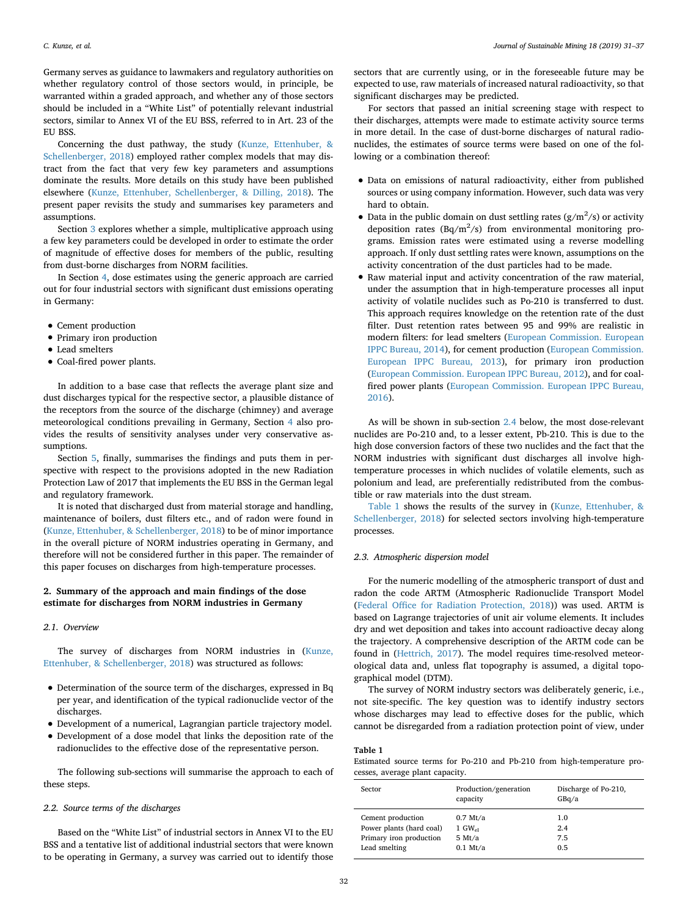Germany serves as guidance to lawmakers and regulatory authorities on whether regulatory control of those sectors would, in principle, be warranted within a graded approach, and whether any of those sectors should be included in a "White List" of potentially relevant industrial sectors, similar to Annex VI of the EU BSS, referred to in Art. 23 of the EU BSS.

Concerning the dust pathway, the study (Kunze, Ettenhuber, & Schellenberger, 2018) employed rather complex models that may distract from the fact that very few key parameters and assumptions dominate the results. More details on this study have been published elsewhere (Kunze, Ettenhuber, Schellenberger, & Dilling, 2018). The present paper revisits the study and summarises key parameters and assumptions.

Section 3 explores whether a simple, multiplicative approach using a few key parameters could be developed in order to estimate the order of magnitude of effective doses for members of the public, resulting from dust-borne discharges from NORM facilities.

In Section 4, dose estimates using the generic approach are carried out for four industrial sectors with significant dust emissions operating in Germany:

- Cement production
- Primary iron production
- Lead smelters
- Coal-fired power plants.

In addition to a base case that reflects the average plant size and dust discharges typical for the respective sector, a plausible distance of the receptors from the source of the discharge (chimney) and average meteorological conditions prevailing in Germany, Section 4 also provides the results of sensitivity analyses under very conservative assumptions.

Section 5, finally, summarises the findings and puts them in perspective with respect to the provisions adopted in the new Radiation Protection Law of 2017 that implements the EU BSS in the German legal and regulatory framework.

It is noted that discharged dust from material storage and handling, maintenance of boilers, dust filters etc., and of radon were found in (Kunze, Ettenhuber, & Schellenberger, 2018) to be of minor importance in the overall picture of NORM industries operating in Germany, and therefore will not be considered further in this paper. The remainder of this paper focuses on discharges from high-temperature processes.

## 2. Summary of the approach and main findings of the dose estimate for discharges from NORM industries in Germany

### 2.1. Overview

The survey of discharges from NORM industries in (Kunze, Ettenhuber, & Schellenberger, 2018) was structured as follows:

- Determination of the source term of the discharges, expressed in Bq per year, and identification of the typical radionuclide vector of the discharges.
- Development of a numerical, Lagrangian particle trajectory model.
- Development of a dose model that links the deposition rate of the radionuclides to the effective dose of the representative person.

The following sub-sections will summarise the approach to each of these steps.

### 2.2. Source terms of the discharges

Based on the "White List" of industrial sectors in Annex VI to the EU BSS and a tentative list of additional industrial sectors that were known to be operating in Germany, a survey was carried out to identify those sectors that are currently using, or in the foreseeable future may be expected to use, raw materials of increased natural radioactivity, so that significant discharges may be predicted.

For sectors that passed an initial screening stage with respect to their discharges, attempts were made to estimate activity source terms in more detail. In the case of dust-borne discharges of natural radionuclides, the estimates of source terms were based on one of the following or a combination thereof:

- Data on emissions of natural radioactivity, either from published sources or using company information. However, such data was very hard to obtain.
- Data in the public domain on dust settling rates ($g/m^2/s$) or activity deposition rates ($Bq/m^2/s$) from environmental monitoring programs. Emission rates were estimated using a reverse modelling approach. If only dust settling rates were known, assumptions on the activity concentration of the dust particles had to be made.
- Raw material input and activity concentration of the raw material, under the assumption that in high-temperature processes all input activity of volatile nuclides such as Po-210 is transferred to dust. This approach requires knowledge on the retention rate of the dust filter. Dust retention rates between 95 and 99% are realistic in modern filters: for lead smelters (European Commission. European IPPC Bureau, 2014), for cement production (European Commission. European IPPC Bureau, 2013), for primary iron production (European Commission. European IPPC Bureau, 2012), and for coal-fired power plants (European Commission. European IPPC Bureau, 2016).

As will be shown in sub-section 2.4 below, the most dose-relevant nuclides are Po-210 and, to a lesser extent, Pb-210. This is due to the high dose conversion factors of these two nuclides and the fact that the NORM industries with significant dust discharges all involve high-temperature processes in which nuclides of volatile elements, such as polonium and lead, are preferentially redistributed from the combustible or raw materials into the dust stream.

Table 1 shows the results of the survey in (Kunze, Ettenhuber, & Schellenberger, 2018) for selected sectors involving high-temperature processes.

**Table 1**
Estimated source terms for Po-210 and Pb-210 from high-temperature processes, average plant capacity.

| Sector | Production/generation capacity | Discharge of Po-210, GBq/a |
|---|---|---|
| Cement production | 0.7 Mt/a | 1.0 |
| Power plants (hard coal) | 1 $GW_{el}$ | 2.4 |
| Primary iron production | 5 Mt/a | 7.5 |
| Lead smelting | 0.1 Mt/a | 0.5 |

### 2.3. Atmospheric dispersion model

For the numeric modelling of the atmospheric transport of dust and radon the code ARTM (Atmospheric Radionuclide Transport Model (Federal Office for Radiation Protection, 2018)) was used. ARTM is based on Lagrange trajectories of unit air volume elements. It includes dry and wet deposition and takes into account radioactive decay along the trajectory. A comprehensive description of the ARTM code can be found in (Hettrich, 2017). The model requires time-resolved meteorological data and, unless flat topography is assumed, a digital topographical model (DTM).

The survey of NORM industry sectors was deliberately generic, i.e., not site-specific. The key question was to identify industry sectors whose discharges may lead to effective doses for the public, which cannot be disregarded from a radiation protection point of view, under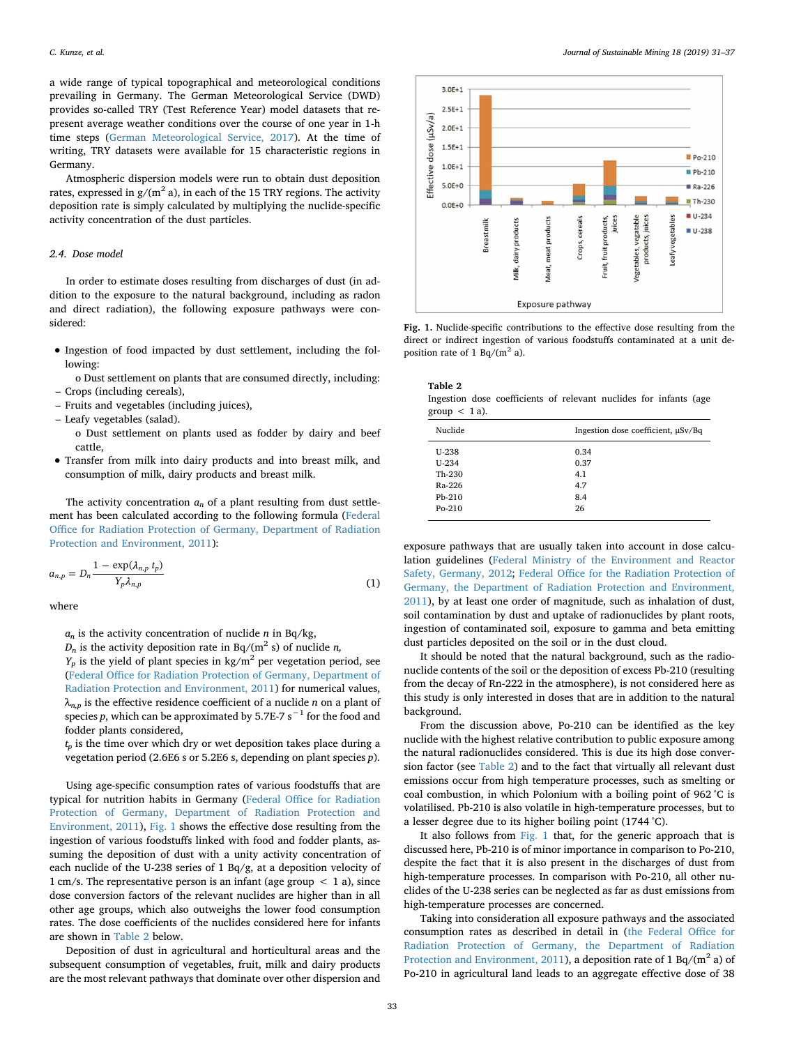a wide range of typical topographical and meteorological conditions prevailing in Germany. The German Meteorological Service (DWD) provides so-called TRY (Test Reference Year) model datasets that represent average weather conditions over the course of one year in 1-h time steps (German Meteorological Service, 2017). At the time of writing, TRY datasets were available for 15 characteristic regions in Germany.

Atmospheric dispersion models were run to obtain dust deposition rates, expressed in g/(m$^2$ a), in each of the 15 TRY regions. The activity deposition rate is simply calculated by multiplying the nuclide-specific activity concentration of the dust particles.

### 2.4. Dose model

In order to estimate doses resulting from discharges of dust (in addition to the exposure to the natural background, including as radon and direct radiation), the following exposure pathways were considered:

- Ingestion of food impacted by dust settlement, including the following:
  - o Dust settlement on plants that are consumed directly, including:
    - Crops (including cereals),
    - Fruits and vegetables (including juices),
    - Leafy vegetables (salad).
  - o Dust settlement on plants used as fodder by dairy and beef cattle,
- Transfer from milk into dairy products and into breast milk, and consumption of milk, dairy products and breast milk.

The activity concentration $a_n$ of a plant resulting from dust settlement has been calculated according to the following formula (Federal Office for Radiation Protection of Germany, Department of Radiation Protection and Environment, 2011):

$$a_{n,p} = D_n \frac{1 - \exp(\lambda_{n,p}\, t_p)}{Y_p \lambda_{n,p}} \tag{1}$$

where

$a_n$ is the activity concentration of nuclide $n$ in Bq/kg,
$D_n$ is the activity deposition rate in Bq/(m$^2$ s) of nuclide $n$,
$Y_p$ is the yield of plant species in kg/m$^2$ per vegetation period, see (Federal Office for Radiation Protection of Germany, Department of Radiation Protection and Environment, 2011) for numerical values,
$\lambda_{n,p}$ is the effective residence coefficient of a nuclide $n$ on a plant of species $p$, which can be approximated by 5.7E-7 s$^{-1}$ for the food and fodder plants considered,
$t_p$ is the time over which dry or wet deposition takes place during a vegetation period (2.6E6 s or 5.2E6 s, depending on plant species $p$).

Using age-specific consumption rates of various foodstuffs that are typical for nutrition habits in Germany (Federal Office for Radiation Protection of Germany, Department of Radiation Protection and Environment, 2011), Fig. 1 shows the effective dose resulting from the ingestion of various foodstuffs linked with food and fodder plants, assuming the deposition of dust with a unity activity concentration of each nuclide of the U-238 series of 1 Bq/g, at a deposition velocity of 1 cm/s. The representative person is an infant (age group < 1 a), since dose conversion factors of the relevant nuclides are higher than in all other age groups, which also outweighs the lower food consumption rates. The dose coefficients of the nuclides considered here for infants are shown in Table 2 below.

Deposition of dust in agricultural and horticultural areas and the subsequent consumption of vegetables, fruit, milk and dairy products are the most relevant pathways that dominate over other dispersion and

**Fig. 1.** Nuclide-specific contributions to the effective dose resulting from the direct or indirect ingestion of various foodstuffs contaminated at a unit deposition rate of 1 Bq/(m$^2$ a).

**Table 2**
Ingestion dose coefficients of relevant nuclides for infants (age group < 1 a).

| Nuclide | Ingestion dose coefficient, µSv/Bq |
|---|---|
| U-238 | 0.34 |
| U-234 | 0.37 |
| Th-230 | 4.1 |
| Ra-226 | 4.7 |
| Pb-210 | 8.4 |
| Po-210 | 26 |

exposure pathways that are usually taken into account in dose calculation guidelines (Federal Ministry of the Environment and Reactor Safety, Germany, 2012; Federal Office for the Radiation Protection of Germany, the Department of Radiation Protection and Environment, 2011), by at least one order of magnitude, such as inhalation of dust, soil contamination by dust and uptake of radionuclides by plant roots, ingestion of contaminated soil, exposure to gamma and beta emitting dust particles deposited on the soil or in the dust cloud.

It should be noted that the natural background, such as the radionuclide contents of the soil or the deposition of excess Pb-210 (resulting from the decay of Rn-222 in the atmosphere), is not considered here as this study is only interested in doses that are in addition to the natural background.

From the discussion above, Po-210 can be identified as the key nuclide with the highest relative contribution to public exposure among the natural radionuclides considered. This is due its high dose conversion factor (see Table 2) and to the fact that virtually all relevant dust emissions occur from high temperature processes, such as smelting or coal combustion, in which Polonium with a boiling point of 962 °C is volatilised. Pb-210 is also volatile in high-temperature processes, but to a lesser degree due to its higher boiling point (1744 °C).

It also follows from Fig. 1 that, for the generic approach that is discussed here, Pb-210 is of minor importance in comparison to Po-210, despite the fact that it is also present in the discharges of dust from high-temperature processes. In comparison with Po-210, all other nuclides of the U-238 series can be neglected as far as dust emissions from high-temperature processes are concerned.

Taking into consideration all exposure pathways and the associated consumption rates as described in detail in (the Federal Office for Radiation Protection of Germany, the Department of Radiation Protection and Environment, 2011), a deposition rate of 1 Bq/(m$^2$ a) of Po-210 in agricultural land leads to an aggregate effective dose of 38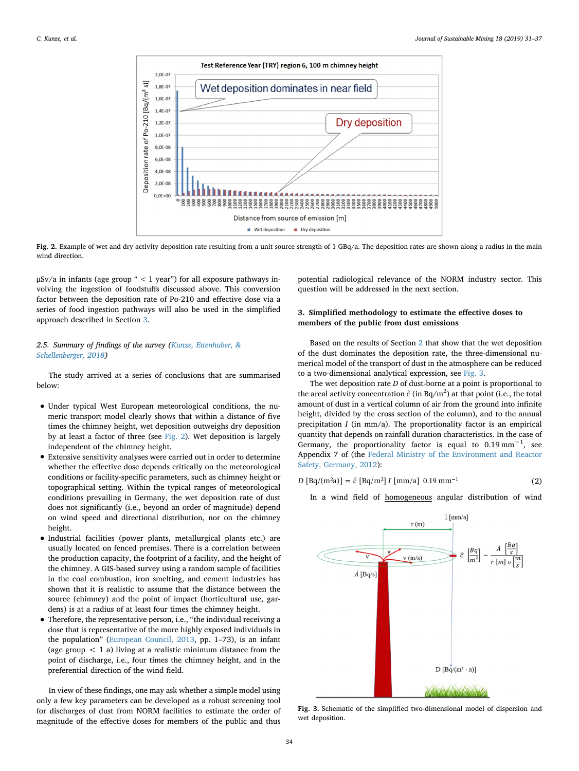Fig. 2. Example of wet and dry activity deposition rate resulting from a unit source strength of 1 GBq/a. The deposition rates are shown along a radius in the main wind direction.

μSv/a in infants (age group " < 1 year") for all exposure pathways involving the ingestion of foodstuffs discussed above. This conversion factor between the deposition rate of Po-210 and effective dose via a series of food ingestion pathways will also be used in the simplified approach described in Section 3.

### 2.5. Summary of findings of the survey (Kunze, Ettenhuber, & Schellenberger, 2018)

The study arrived at a series of conclusions that are summarised below:

- Under typical West European meteorological conditions, the numeric transport model clearly shows that within a distance of five times the chimney height, wet deposition outweighs dry deposition by at least a factor of three (see Fig. 2). Wet deposition is largely independent of the chimney height.
- Extensive sensitivity analyses were carried out in order to determine whether the effective dose depends critically on the meteorological conditions or facility-specific parameters, such as chimney height or topographical setting. Within the typical ranges of meteorological conditions prevailing in Germany, the wet deposition rate of dust does not significantly (i.e., beyond an order of magnitude) depend on wind speed and directional distribution, nor on the chimney height.
- Industrial facilities (power plants, metallurgical plants etc.) are usually located on fenced premises. There is a correlation between the production capacity, the footprint of a facility, and the height of the chimney. A GIS-based survey using a random sample of facilities in the coal combustion, iron smelting, and cement industries has shown that it is realistic to assume that the distance between the source (chimney) and the point of impact (horticultural use, gardens) is at a radius of at least four times the chimney height.
- Therefore, the representative person, i.e., "the individual receiving a dose that is representative of the more highly exposed individuals in the population" (European Council, 2013, pp. 1–73), is an infant (age group < 1 a) living at a realistic minimum distance from the point of discharge, i.e., four times the chimney height, and in the preferential direction of the wind field.

In view of these findings, one may ask whether a simple model using only a few key parameters can be developed as a robust screening tool for discharges of dust from NORM facilities to estimate the order of magnitude of the effective doses for members of the public and thus potential radiological relevance of the NORM industry sector. This question will be addressed in the next section.

## 3. Simplified methodology to estimate the effective doses to members of the public from dust emissions

Based on the results of Section 2 that show that the wet deposition of the dust dominates the deposition rate, the three-dimensional numerical model of the transport of dust in the atmosphere can be reduced to a two-dimensional analytical expression, see Fig. 3.

The wet deposition rate $D$ of dust-borne at a point is proportional to the areal activity concentration $\hat{c}$ (in Bq/m$^2$) at that point (i.e., the total amount of dust in a vertical column of air from the ground into infinite height, divided by the cross section of the column), and to the annual precipitation $I$ (in mm/a). The proportionality factor is an empirical quantity that depends on rainfall duration characteristics. In the case of Germany, the proportionality factor is equal to 0.19 mm$^{-1}$, see Appendix 7 of (the Federal Ministry of the Environment and Reactor Safety, Germany, 2012):

$$D\,[\mathrm{Bq/(m^2a)}] = \hat{c}\,[\mathrm{Bq/m^2}]\; I\,[\mathrm{mm/a}]\;\; 0.19\,\mathrm{mm^{-1}} \tag{2}$$

In a wind field of homogeneous angular distribution of wind

Fig. 3. Schematic of the simplified two-dimensional model of dispersion and wet deposition.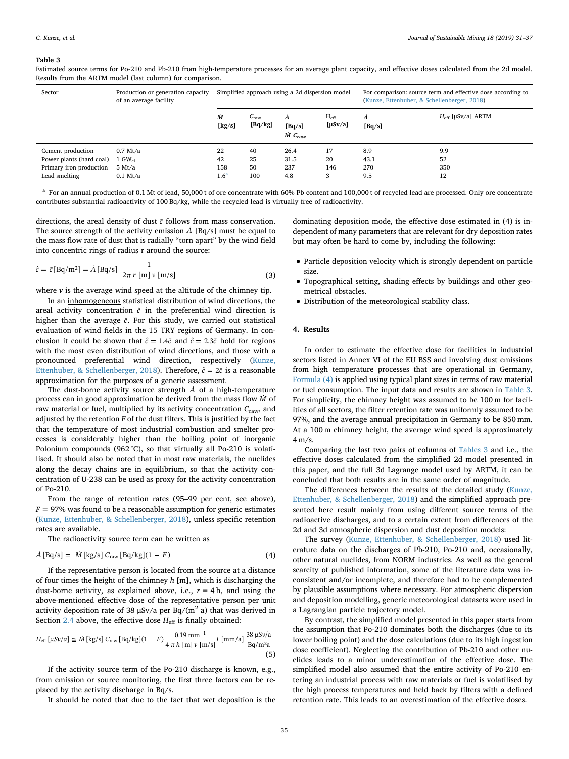**Table 3**

Estimated source terms for Po-210 and Pb-210 from high-temperature processes for an average plant capacity, and effective doses calculated from the 2d model. Results from the ARTM model (last column) for comparison.

| Sector | Production or generation capacity of an average facility | Simplified approach using a 2d dispersion model | | | | For comparison: source term and effective dose according to (Kunze, Ettenhuber, & Schellenberger, 2018) | |
|---|---|---|---|---|---|---|---|
| | | $\dot{M}$ [kg/s] | $C_{raw}$ [Bq/kg] | $\dot{A}$ [Bq/s] $\dot{M}\ C_{raw}$ | $H_{eff}$ [µSv/a] | $\dot{A}$ [Bq/s] | $H_{eff}$ [µSv/a] ARTM |
| Cement production | 0.7 Mt/a | 22 | 40 | 26.4 | 17 | 8.9 | 9.9 |
| Power plants (hard coal) | 1 $GW_{el}$ | 42 | 25 | 31.5 | 20 | 43.1 | 52 |
| Primary iron production | 5 Mt/a | 158 | 50 | 237 | 146 | 270 | 350 |
| Lead smelting | 0.1 Mt/a | 1.6[a] | 100 | 4.8 | 3 | 9.5 | 12 |

[a] For an annual production of 0.1 Mt of lead, 50,000 t of ore concentrate with 60% Pb content and 100,000 t of recycled lead are processed. Only ore concentrate contributes substantial radioactivity of 100 Bq/kg, while the recycled lead is virtually free of radioactivity.

directions, the areal density of dust $\bar{c}$ follows from mass conservation. The source strength of the activity emission $\dot{A}$ [Bq/s] must be equal to the mass flow rate of dust that is radially "torn apart" by the wind field into concentric rings of radius r around the source:

$$\hat{c} = \bar{c}\,[\text{Bq/m}^2] = \dot{A}\,[\text{Bq/s}]\ \frac{1}{2\pi\, r\ [\text{m}]\ v\ [\text{m/s}]} \tag{3}$$

where $v$ is the average wind speed at the altitude of the chimney tip.

In an inhomogeneous statistical distribution of wind directions, the areal activity concentration $\hat{c}$ in the preferential wind direction is higher than the average $\bar{c}$. For this study, we carried out statistical evaluation of wind fields in the 15 TRY regions of Germany. In conclusion it could be shown that $\hat{c} = 1.4\bar{c}$ and $\hat{c} = 2.3\bar{c}$ hold for regions with the most even distribution of wind directions, and those with a pronounced preferential wind direction, respectively (Kunze, Ettenhuber, & Schellenberger, 2018). Therefore, $\hat{c} = 2\bar{c}$ is a reasonable approximation for the purposes of a generic assessment.

The dust-borne activity source strength $\dot{A}$ of a high-temperature process can in good approximation be derived from the mass flow $\dot{M}$ of raw material or fuel, multiplied by its activity concentration $C_{raw}$, and adjusted by the retention $F$ of the dust filters. This is justified by the fact that the temperature of most industrial combustion and smelter processes is considerably higher than the boiling point of inorganic Polonium compounds (962 °C), so that virtually all Po-210 is volatilised. It should also be noted that in most raw materials, the nuclides along the decay chains are in equilibrium, so that the activity concentration of U-238 can be used as proxy for the activity concentration of Po-210.

From the range of retention rates (95–99 per cent, see above), $F = 97\%$ was found to be a reasonable assumption for generic estimates (Kunze, Ettenhuber, & Schellenberger, 2018), unless specific retention rates are available.

The radioactivity source term can be written as

$$\dot{A}\,[\text{Bq/s}] = \dot{M}\,[\text{kg/s}]\ C_{raw}\,[\text{Bq/kg}](1-F) \tag{4}$$

If the representative person is located from the source at a distance of four times the height of the chimney $h$ [m], which is discharging the dust-borne activity, as explained above, i.e., $r = 4\,h$, and using the above-mentioned effective dose of the representative person per unit activity deposition rate of 38 µSv/a per Bq/(m$^2$ a) that was derived in Section 2.4 above, the effective dose $H_{eff}$ is finally obtained:

$$H_{eff}\,[\mu Sv/a] \cong \dot{M}\,[\text{kg/s}]\ C_{raw}\,[\text{Bq/kg}](1-F)\frac{0.19\ \text{mm}^{-1}}{4\,\pi\, h\ [\text{m}]\ v\ [\text{m/s}]} I\ [\text{mm/a}]\ \frac{38\ \mu Sv/a}{\text{Bq/m}^2\text{a}} \tag{5}$$

If the activity source term of the Po-210 discharge is known, e.g., from emission or source monitoring, the first three factors can be replaced by the activity discharge in Bq/s.

It should be noted that due to the fact that wet deposition is the dominating deposition mode, the effective dose estimated in (4) is independent of many parameters that are relevant for dry deposition rates but may often be hard to come by, including the following:

- Particle deposition velocity which is strongly dependent on particle size.
- Topographical setting, shading effects by buildings and other geometrical obstacles.
- Distribution of the meteorological stability class.

## 4. Results

In order to estimate the effective dose for facilities in industrial sectors listed in Annex VI of the EU BSS and involving dust emissions from high temperature processes that are operational in Germany, Formula (4) is applied using typical plant sizes in terms of raw material or fuel consumption. The input data and results are shown in Table 3. For simplicity, the chimney height was assumed to be 100 m for facilities of all sectors, the filter retention rate was uniformly assumed to be 97%, and the average annual precipitation in Germany to be 850 mm. At a 100 m chimney height, the average wind speed is approximately 4 m/s.

Comparing the last two pairs of columns of Tables 3 and i.e., the effective doses calculated from the simplified 2d model presented in this paper, and the full 3d Lagrange model used by ARTM, it can be concluded that both results are in the same order of magnitude.

The differences between the results of the detailed study (Kunze, Ettenhuber, & Schellenberger, 2018) and the simplified approach presented here result mainly from using different source terms of the radioactive discharges, and to a certain extent from differences of the 2d and 3d atmospheric dispersion and dust deposition models:

The survey (Kunze, Ettenhuber, & Schellenberger, 2018) used literature data on the discharges of Pb-210, Po-210 and, occasionally, other natural nuclides, from NORM industries. As well as the general scarcity of published information, some of the literature data was inconsistent and/or incomplete, and therefore had to be complemented by plausible assumptions where necessary. For atmospheric dispersion and deposition modelling, generic meteorological datasets were used in a Lagrangian particle trajectory model.

By contrast, the simplified model presented in this paper starts from the assumption that Po-210 dominates both the discharges (due to its lower boiling point) and the dose calculations (due to its high ingestion dose coefficient). Neglecting the contribution of Pb-210 and other nuclides leads to a minor underestimation of the effective dose. The simplified model also assumed that the entire activity of Po-210 entering an industrial process with raw materials or fuel is volatilised by the high process temperatures and held back by filters with a defined retention rate. This leads to an overestimation of the effective doses.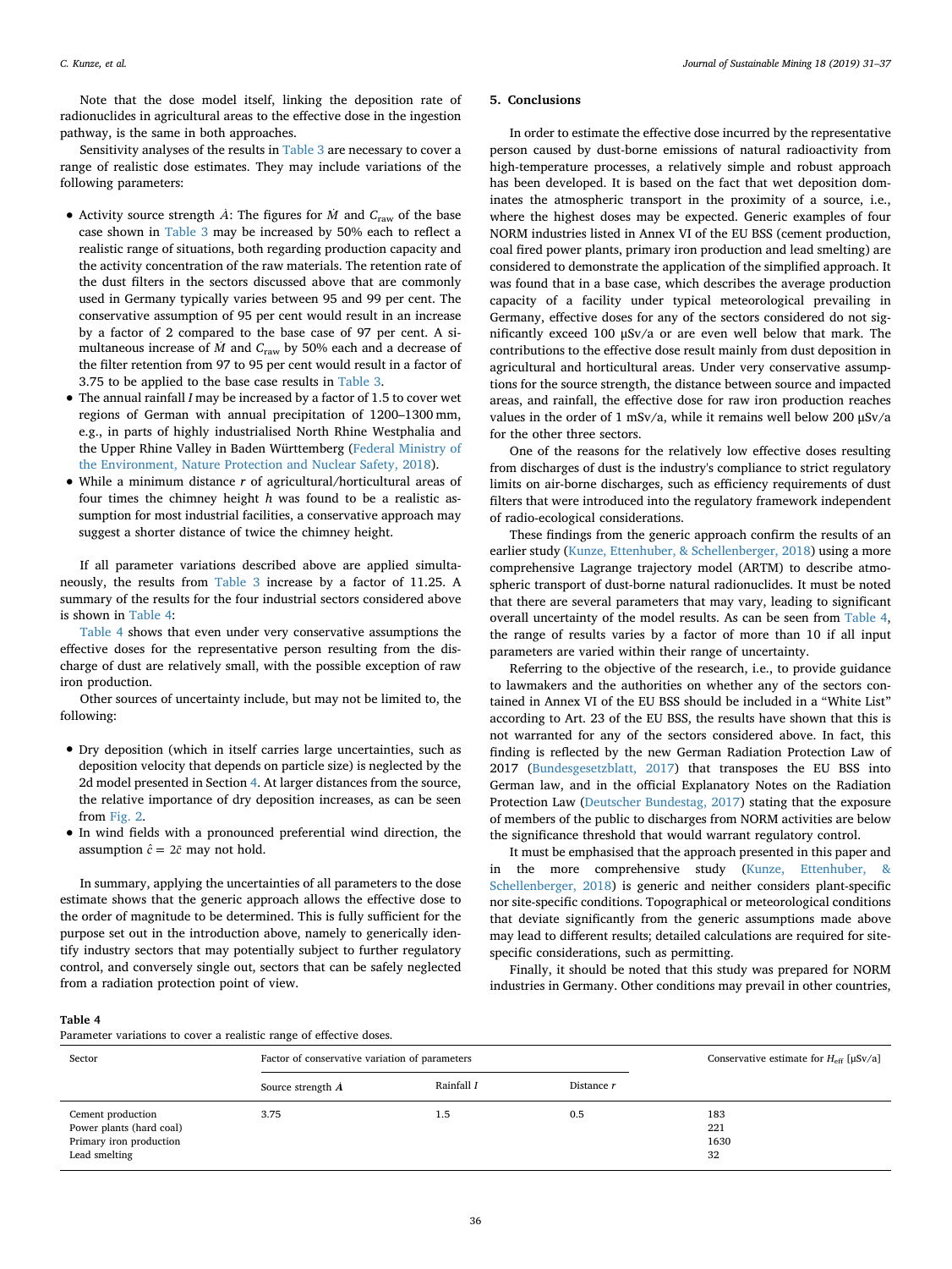Note that the dose model itself, linking the deposition rate of radionuclides in agricultural areas to the effective dose in the ingestion pathway, is the same in both approaches.

Sensitivity analyses of the results in Table 3 are necessary to cover a range of realistic dose estimates. They may include variations of the following parameters:

- Activity source strength $\dot{A}$: The figures for $\dot{M}$ and $C_{\mathrm{raw}}$ of the base case shown in Table 3 may be increased by 50% each to reflect a realistic range of situations, both regarding production capacity and the activity concentration of the raw materials. The retention rate of the dust filters in the sectors discussed above that are commonly used in Germany typically varies between 95 and 99 per cent. The conservative assumption of 95 per cent would result in an increase by a factor of 2 compared to the base case of 97 per cent. A simultaneous increase of $\dot{M}$ and $C_{\mathrm{raw}}$ by 50% each and a decrease of the filter retention from 97 to 95 per cent would result in a factor of 3.75 to be applied to the base case results in Table 3.
- The annual rainfall $I$ may be increased by a factor of 1.5 to cover wet regions of German with annual precipitation of 1200–1300 mm, e.g., in parts of highly industrialised North Rhine Westphalia and the Upper Rhine Valley in Baden Württemberg (Federal Ministry of the Environment, Nature Protection and Nuclear Safety, 2018).
- While a minimum distance $r$ of agricultural/horticultural areas of four times the chimney height $h$ was found to be a realistic assumption for most industrial facilities, a conservative approach may suggest a shorter distance of twice the chimney height.

If all parameter variations described above are applied simultaneously, the results from Table 3 increase by a factor of 11.25. A summary of the results for the four industrial sectors considered above is shown in Table 4:

Table 4 shows that even under very conservative assumptions the effective doses for the representative person resulting from the discharge of dust are relatively small, with the possible exception of raw iron production.

Other sources of uncertainty include, but may not be limited to, the following:

- Dry deposition (which in itself carries large uncertainties, such as deposition velocity that depends on particle size) is neglected by the 2d model presented in Section 4. At larger distances from the source, the relative importance of dry deposition increases, as can be seen from Fig. 2.
- In wind fields with a pronounced preferential wind direction, the assumption $\hat{c} = 2\bar{c}$ may not hold.

In summary, applying the uncertainties of all parameters to the dose estimate shows that the generic approach allows the effective dose to the order of magnitude to be determined. This is fully sufficient for the purpose set out in the introduction above, namely to generically identify industry sectors that may potentially subject to further regulatory control, and conversely single out, sectors that can be safely neglected from a radiation protection point of view.

## 5. Conclusions

In order to estimate the effective dose incurred by the representative person caused by dust-borne emissions of natural radioactivity from high-temperature processes, a relatively simple and robust approach has been developed. It is based on the fact that wet deposition dominates the atmospheric transport in the proximity of a source, i.e., where the highest doses may be expected. Generic examples of four NORM industries listed in Annex VI of the EU BSS (cement production, coal fired power plants, primary iron production and lead smelting) are considered to demonstrate the application of the simplified approach. It was found that in a base case, which describes the average production capacity of a facility under typical meteorological prevailing in Germany, effective doses for any of the sectors considered do not significantly exceed 100 µSv/a or are even well below that mark. The contributions to the effective dose result mainly from dust deposition in agricultural and horticultural areas. Under very conservative assumptions for the source strength, the distance between source and impacted areas, and rainfall, the effective dose for raw iron production reaches values in the order of 1 mSv/a, while it remains well below 200 µSv/a for the other three sectors.

One of the reasons for the relatively low effective doses resulting from discharges of dust is the industry's compliance to strict regulatory limits on air-borne discharges, such as efficiency requirements of dust filters that were introduced into the regulatory framework independent of radio-ecological considerations.

These findings from the generic approach confirm the results of an earlier study (Kunze, Ettenhuber, & Schellenberger, 2018) using a more comprehensive Lagrange trajectory model (ARTM) to describe atmospheric transport of dust-borne natural radionuclides. It must be noted that there are several parameters that may vary, leading to significant overall uncertainty of the model results. As can be seen from Table 4, the range of results varies by a factor of more than 10 if all input parameters are varied within their range of uncertainty.

Referring to the objective of the research, i.e., to provide guidance to lawmakers and the authorities on whether any of the sectors contained in Annex VI of the EU BSS should be included in a "White List" according to Art. 23 of the EU BSS, the results have shown that this is not warranted for any of the sectors considered above. In fact, this finding is reflected by the new German Radiation Protection Law of 2017 (Bundesgesetzblatt, 2017) that transposes the EU BSS into German law, and in the official Explanatory Notes on the Radiation Protection Law (Deutscher Bundestag, 2017) stating that the exposure of members of the public to discharges from NORM activities are below the significance threshold that would warrant regulatory control.

It must be emphasised that the approach presented in this paper and in the more comprehensive study (Kunze, Ettenhuber, & Schellenberger, 2018) is generic and neither considers plant-specific nor site-specific conditions. Topographical or meteorological conditions that deviate significantly from the generic assumptions made above may lead to different results; detailed calculations are required for site-specific considerations, such as permitting.

Finally, it should be noted that this study was prepared for NORM industries in Germany. Other conditions may prevail in other countries,

**Table 4**
Parameter variations to cover a realistic range of effective doses.

| Sector | Factor of conservative variation of parameters | | | Conservative estimate for $H_{\mathrm{eff}}$ [µSv/a] |
|---|---|---|---|---|
| | Source strength $\boldsymbol{A}$ | Rainfall $I$ | Distance $r$ | |
| Cement production | 3.75 | 1.5 | 0.5 | 183 |
| Power plants (hard coal) | | | | 221 |
| Primary iron production | | | | 1630 |
| Lead smelting | | | | 32 |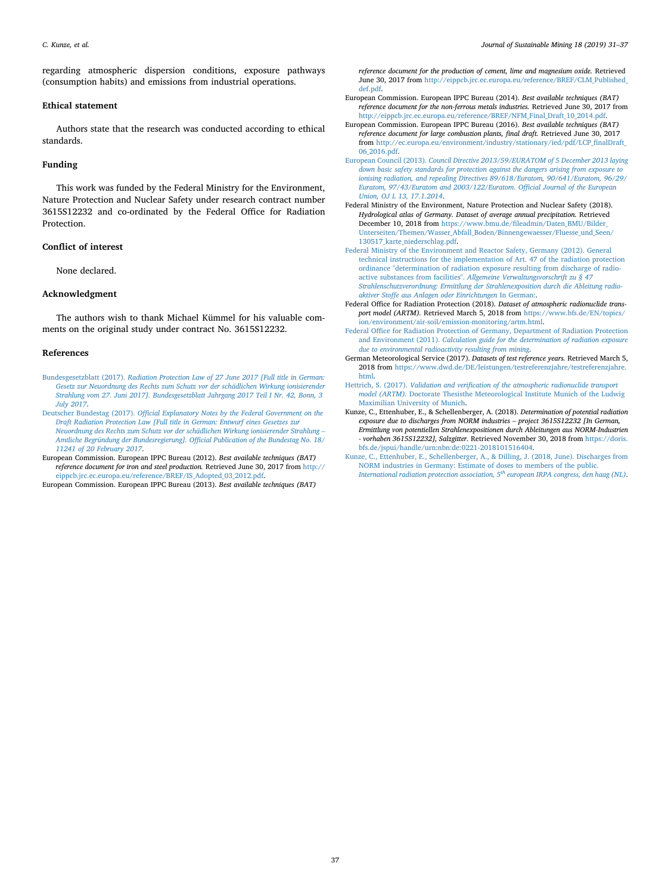regarding atmospheric dispersion conditions, exposure pathways (consumption habits) and emissions from industrial operations.

## Ethical statement

Authors state that the research was conducted according to ethical standards.

## Funding

This work was funded by the Federal Ministry for the Environment, Nature Protection and Nuclear Safety under research contract number 3615S12232 and co-ordinated by the Federal Office for Radiation Protection.

## Conflict of interest

None declared.

## Acknowledgment

The authors wish to thank Michael Kümmel for his valuable comments on the original study under contract No. 3615S12232.

## References

Bundesgesetzblatt (2017). *Radiation Protection Law of 27 June 2017 [Full title in German: Gesetz zur Neuordnung des Rechts zum Schutz vor der schädlichen Wirkung ionisierender Strahlung vom 27. Juni 2017]. Bundesgesetzblatt Jahrgang 2017 Teil I Nr. 42, Bonn, 3 July 2017*.

Deutscher Bundestag (2017). *Official Explanatory Notes by the Federal Government on the Draft Radiation Protection Law [Full title in German: Entwurf eines Gesetzes zur Neuordnung des Rechts zum Schutz vor der schädlichen Wirkung ionisierender Strahlung – Amtliche Begründung der Bundesregierung]. Official Publication of the Bundestag No. 18/11241 of 20 February 2017*.

European Commission. European IPPC Bureau (2012). *Best available techniques (BAT) reference document for iron and steel production.* Retrieved June 30, 2017 from http://eippcb.jrc.ec.europa.eu/reference/BREF/IS_Adopted_03_2012.pdf.

European Commission. European IPPC Bureau (2013). *Best available techniques (BAT) reference document for the production of cement, lime and magnesium oxide.* Retrieved June 30, 2017 from http://eippcb.jrc.ec.europa.eu/reference/BREF/CLM_Published_def.pdf.

European Commission. European IPPC Bureau (2014). *Best available techniques (BAT) reference document for the non-ferrous metals industries.* Retrieved June 30, 2017 from http://eippcb.jrc.ec.europa.eu/reference/BREF/NFM_Final_Draft_10_2014.pdf.

European Commission. European IPPC Bureau (2016). *Best available techniques (BAT) reference document for large combustion plants, final draft.* Retrieved June 30, 2017 from http://ec.europa.eu/environment/industry/stationary/ied/pdf/LCP_finalDraft_06_2016.pdf.

European Council (2013). *Council Directive 2013/59/EURATOM of 5 December 2013 laying down basic safety standards for protection against the dangers arising from exposure to ionising radiation, and repealing Directives 89/618/Euratom, 90/641/Euratom, 96/29/Euratom, 97/43/Euratom and 2003/122/Euratom. Official Journal of the European Union, OJ L 13, 17.1.2014*.

Federal Ministry of the Environment, Nature Protection and Nuclear Safety (2018). *Hydrological atlas of Germany. Dataset of average annual precipitation.* Retrieved December 10, 2018 from https://www.bmu.de/fileadmin/Daten_BMU/Bilder_Unterseiten/Themen/Wasser_Abfall_Boden/Binnengewaesser/Fluesse_und_Seen/130517_karte_niederschlag.pdf.

Federal Ministry of the Environment and Reactor Safety, Germany (2012). General technical instructions for the implementation of Art. 47 of the radiation protection ordinance "determination of radiation exposure resulting from discharge of radioactive substances from facilities". *Allgemeine Verwaltungsvorschrift zu § 47 Strahlenschutzverordnung: Ermittlung der Strahlenexposition durch die Ableitung radioaktiver Stoffe aus Anlagen oder Einrichtungen* In German:.

Federal Office for Radiation Protection (2018). *Dataset of atmospheric radionuclide transport model (ARTM).* Retrieved March 5, 2018 from https://www.bfs.de/EN/topics/ion/environment/air-soil/emission-monitoring/artm.html.

Federal Office for Radiation Protection of Germany, Department of Radiation Protection and Environment (2011). *Calculation guide for the determination of radiation exposure due to environmental radioactivity resulting from mining*.

German Meteorological Service (2017). *Datasets of test reference years.* Retrieved March 5, 2018 from https://www.dwd.de/DE/leistungen/testreferenzjahre/testreferenzjahre.html.

Hettrich, S. (2017). *Validation and verification of the atmospheric radionuclide transport model (ARTM).* Doctorate Thesisthe Meteorological Institute Munich of the Ludwig Maximilian University of Munich.

Kunze, C., Ettenhuber, E., & Schellenberger, A. (2018). *Determination of potential radiation exposure due to discharges from NORM industries – project 3615S12232 [In German, Ermittlung von potentiellen Strahlenexpositionen durch Ableitungen aus NORM-Industrien - vorhaben 3615S12232], Salzgitter.* Retrieved November 30, 2018 from https://doris.bfs.de/jspui/handle/urn:nbn:de:0221-2018101516404.

Kunze, C., Ettenhuber, E., Schellenberger, A., & Dilling, J. (2018, June). Discharges from NORM industries in Germany: Estimate of doses to members of the public. *International radiation protection association, 5th european IRPA congress, den haag (NL)*.